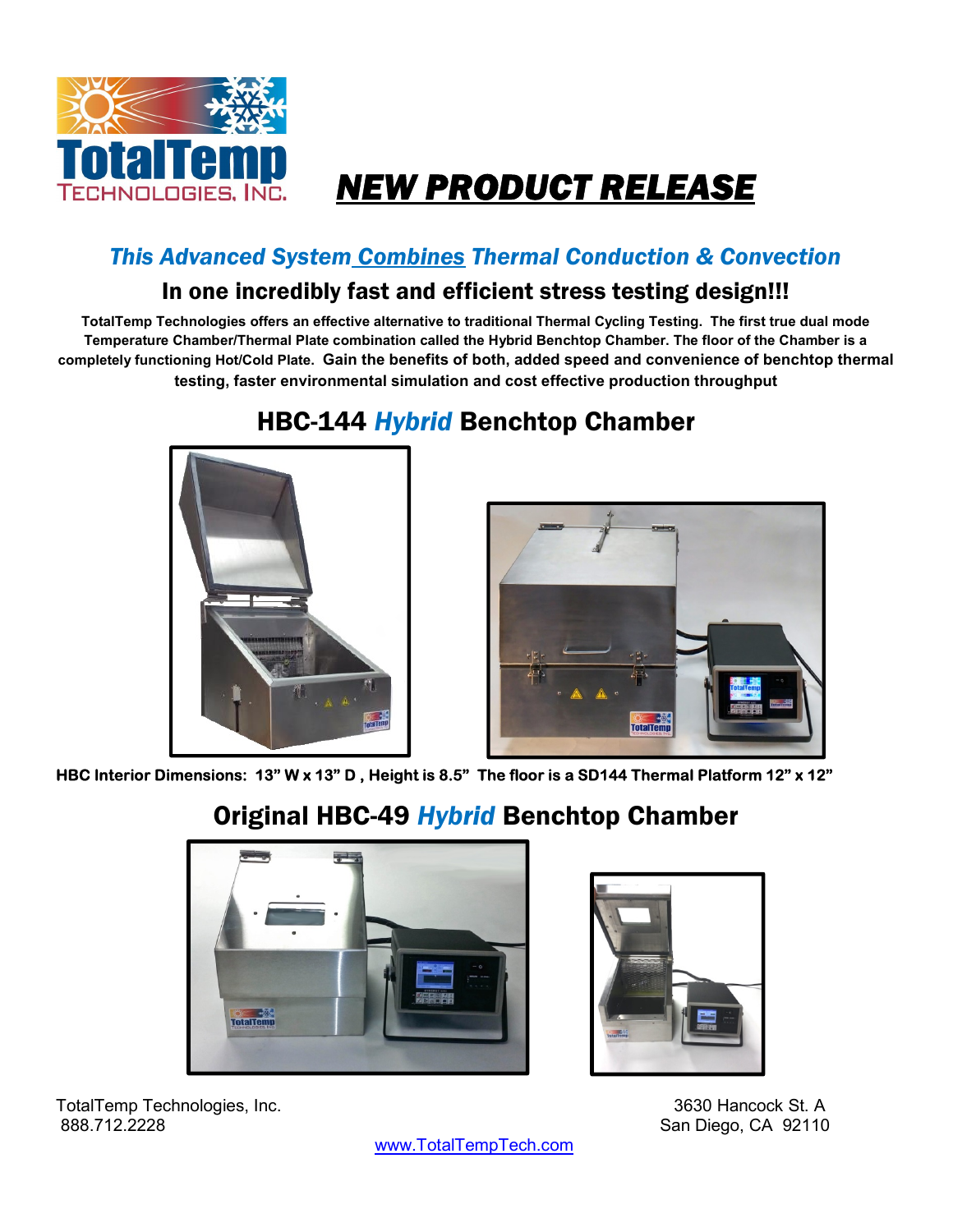# NEW PRODUCT RELEASE

## *This Advanced System Combines Thermal Conduction & Convection*

### In one incredibly fast and efficient stress testing design!!!

**TotalTemp Technologies offers an effective alternative to traditional Thermal Cycling Testing. The first true dual mode Temperature Chamber/Thermal Plate combination called the Hybrid Benchtop Chamber. The floor of the Chamber is a completely functioning Hot/Cold Plate. Gain the benefits of both, added speed and convenience of benchtop thermal testing, faster environmental simulation and cost effective production throughput**

## HBC-144 *Hybrid* Benchtop Chamber

**HBC Interior Dimensions: 13" W x 13" D , Height is 8.5" The floor is a SD144 Thermal Platform 12" x 12"**

## Original HBC-49 *Hybrid* Benchtop Chamber

TotalTemp Technologies, Inc.
888.712.2228

3630 Hancock St. A
San Diego, CA 92110

www.TotalTempTech.com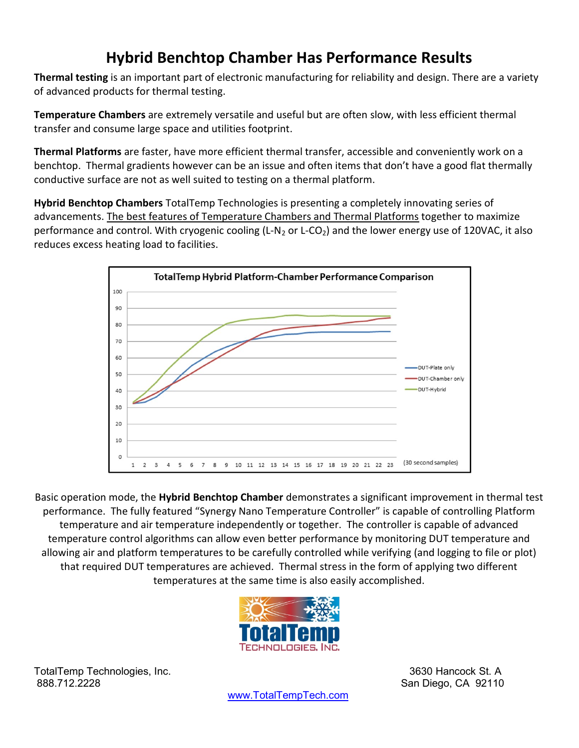# Hybrid Benchtop Chamber Has Performance Results

**Thermal testing** is an important part of electronic manufacturing for reliability and design. There are a variety of advanced products for thermal testing.

**Temperature Chambers** are extremely versatile and useful but are often slow, with less efficient thermal transfer and consume large space and utilities footprint.

**Thermal Platforms** are faster, have more efficient thermal transfer, accessible and conveniently work on a benchtop. Thermal gradients however can be an issue and often items that don't have a good flat thermally conductive surface are not as well suited to testing on a thermal platform.

**Hybrid Benchtop Chambers** TotalTemp Technologies is presenting a completely innovating series of advancements. The best features of Temperature Chambers and Thermal Platforms together to maximize performance and control. With cryogenic cooling (L-$N_2$ or L-$CO_2$) and the lower energy use of 120VAC, it also reduces excess heating load to facilities.

TotalTemp Hybrid Platform-Chamber Performance Comparison

100
90
80
70
60
50
40
30
20
10
0

1 2 3 4 5 6 7 8 9 10 11 12 13 14 15 16 17 18 19 20 21 22 23

(30 second samples)

DUT-Plate only
DUT-Chamber only
DUT-Hybrid

Basic operation mode, the **Hybrid Benchtop Chamber** demonstrates a significant improvement in thermal test performance. The fully featured "Synergy Nano Temperature Controller" is capable of controlling Platform temperature and air temperature independently or together. The controller is capable of advanced temperature control algorithms can allow even better performance by monitoring DUT temperature and allowing air and platform temperatures to be carefully controlled while verifying (and logging to file or plot) that required DUT temperatures are achieved. Thermal stress in the form of applying two different temperatures at the same time is also easily accomplished.

TotalTemp
TECHNOLOGIES, INC.

TotalTemp Technologies, Inc.
888.712.2228

3630 Hancock St. A
San Diego, CA 92110

www.TotalTempTech.com